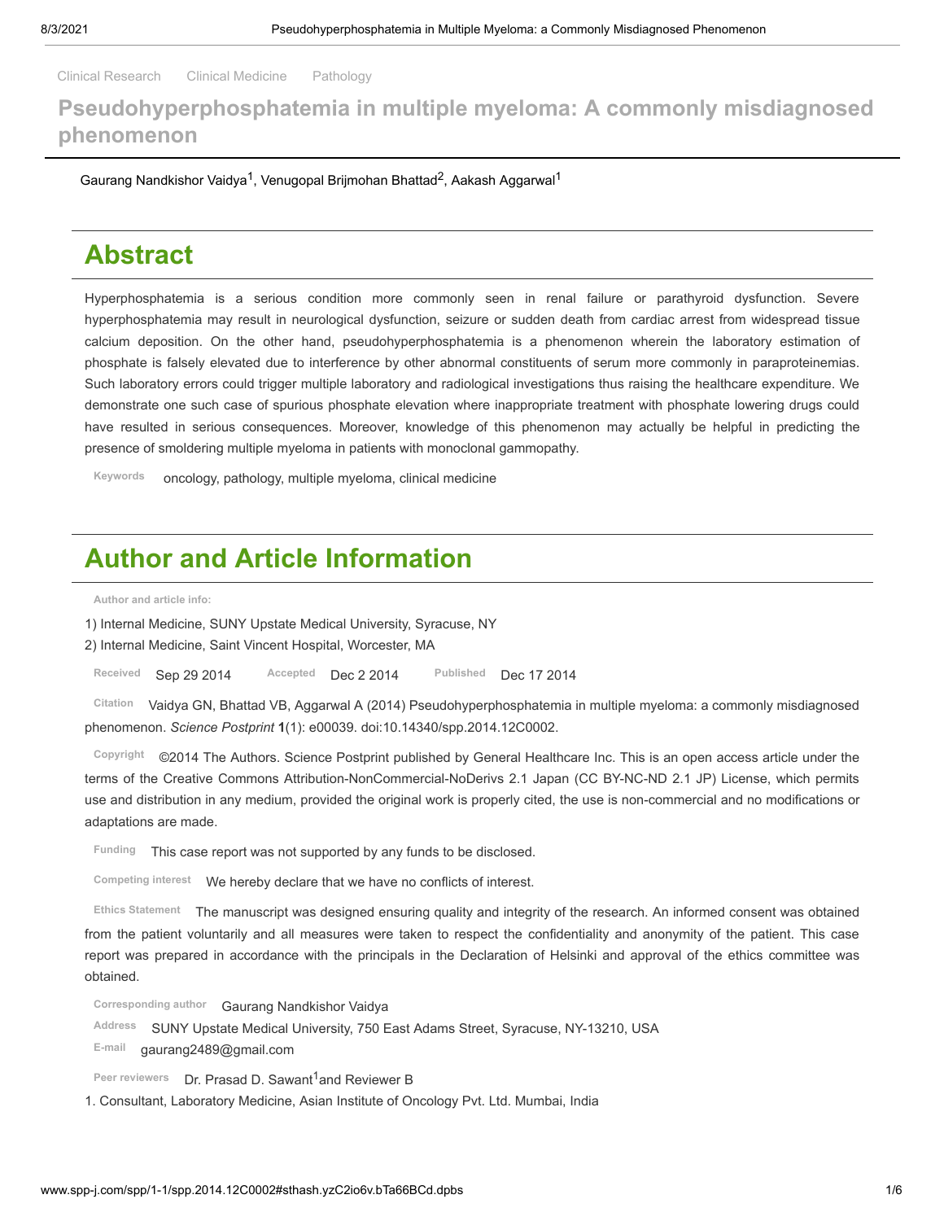Clinical Research Clinical Medicine Pathology

# Pseudohyperphosphatemia in multiple myeloma: A commonly misdiagnosed phenomenon

Gaurang Nandkishor Vaidya[1], Venugopal Brijmohan Bhattad[2], Aakash Aggarwal[1]

## Abstract

Hyperphosphatemia is a serious condition more commonly seen in renal failure or parathyroid dysfunction. Severe hyperphosphatemia may result in neurological dysfunction, seizure or sudden death from cardiac arrest from widespread tissue calcium deposition. On the other hand, pseudohyperphosphatemia is a phenomenon wherein the laboratory estimation of phosphate is falsely elevated due to interference by other abnormal constituents of serum more commonly in paraproteinemias. Such laboratory errors could trigger multiple laboratory and radiological investigations thus raising the healthcare expenditure. We demonstrate one such case of spurious phosphate elevation where inappropriate treatment with phosphate lowering drugs could have resulted in serious consequences. Moreover, knowledge of this phenomenon may actually be helpful in predicting the presence of smoldering multiple myeloma in patients with monoclonal gammopathy.

**Keywords** oncology, pathology, multiple myeloma, clinical medicine

## Author and Article Information

**Author and article info:**

1) Internal Medicine, SUNY Upstate Medical University, Syracuse, NY

2) Internal Medicine, Saint Vincent Hospital, Worcester, MA

**Received** Sep 29 2014 **Accepted** Dec 2 2014 **Published** Dec 17 2014

**Citation** Vaidya GN, Bhattad VB, Aggarwal A (2014) Pseudohyperphosphatemia in multiple myeloma: a commonly misdiagnosed phenomenon. *Science Postprint* **1**(1): e00039. doi:10.14340/spp.2014.12C0002.

**Copyright** ©2014 The Authors. Science Postprint published by General Healthcare Inc. This is an open access article under the terms of the Creative Commons Attribution-NonCommercial-NoDerivs 2.1 Japan (CC BY-NC-ND 2.1 JP) License, which permits use and distribution in any medium, provided the original work is properly cited, the use is non-commercial and no modifications or adaptations are made.

**Funding** This case report was not supported by any funds to be disclosed.

**Competing interest** We hereby declare that we have no conflicts of interest.

**Ethics Statement** The manuscript was designed ensuring quality and integrity of the research. An informed consent was obtained from the patient voluntarily and all measures were taken to respect the confidentiality and anonymity of the patient. This case report was prepared in accordance with the principals in the Declaration of Helsinki and approval of the ethics committee was obtained.

**Corresponding author** Gaurang Nandkishor Vaidya

**Address** SUNY Upstate Medical University, 750 East Adams Street, Syracuse, NY-13210, USA

**E-mail** gaurang2489@gmail.com

**Peer reviewers** Dr. Prasad D. Sawant[1] and Reviewer B

1. Consultant, Laboratory Medicine, Asian Institute of Oncology Pvt. Ltd. Mumbai, India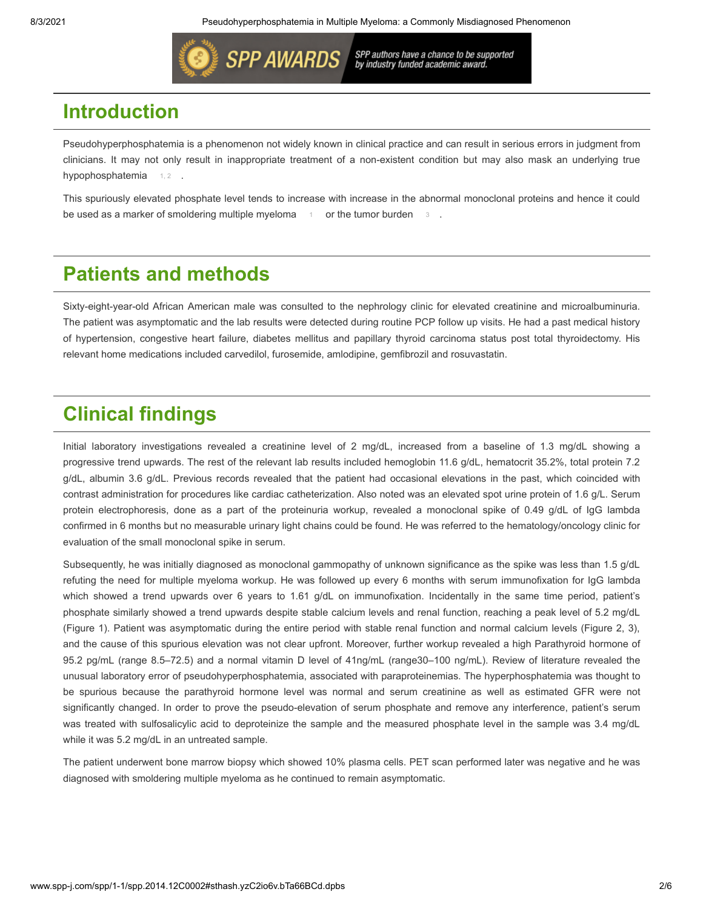## Introduction

Pseudohyperphosphatemia is a phenomenon not widely known in clinical practice and can result in serious errors in judgment from clinicians. It may not only result in inappropriate treatment of a non-existent condition but may also mask an underlying true hypophosphatemia [1, 2].

This spuriously elevated phosphate level tends to increase with increase in the abnormal monoclonal proteins and hence it could be used as a marker of smoldering multiple myeloma [1] or the tumor burden [3].

## Patients and methods

Sixty-eight-year-old African American male was consulted to the nephrology clinic for elevated creatinine and microalbuminuria. The patient was asymptomatic and the lab results were detected during routine PCP follow up visits. He had a past medical history of hypertension, congestive heart failure, diabetes mellitus and papillary thyroid carcinoma status post total thyroidectomy. His relevant home medications included carvedilol, furosemide, amlodipine, gemfibrozil and rosuvastatin.

## Clinical findings

Initial laboratory investigations revealed a creatinine level of 2 mg/dL, increased from a baseline of 1.3 mg/dL showing a progressive trend upwards. The rest of the relevant lab results included hemoglobin 11.6 g/dL, hematocrit 35.2%, total protein 7.2 g/dL, albumin 3.6 g/dL. Previous records revealed that the patient had occasional elevations in the past, which coincided with contrast administration for procedures like cardiac catheterization. Also noted was an elevated spot urine protein of 1.6 g/L. Serum protein electrophoresis, done as a part of the proteinuria workup, revealed a monoclonal spike of 0.49 g/dL of IgG lambda confirmed in 6 months but no measurable urinary light chains could be found. He was referred to the hematology/oncology clinic for evaluation of the small monoclonal spike in serum.

Subsequently, he was initially diagnosed as monoclonal gammopathy of unknown significance as the spike was less than 1.5 g/dL refuting the need for multiple myeloma workup. He was followed up every 6 months with serum immunofixation for IgG lambda which showed a trend upwards over 6 years to 1.61 g/dL on immunofixation. Incidentally in the same time period, patient's phosphate similarly showed a trend upwards despite stable calcium levels and renal function, reaching a peak level of 5.2 mg/dL (Figure 1). Patient was asymptomatic during the entire period with stable renal function and normal calcium levels (Figure 2, 3), and the cause of this spurious elevation was not clear upfront. Moreover, further workup revealed a high Parathyroid hormone of 95.2 pg/mL (range 8.5–72.5) and a normal vitamin D level of 41ng/mL (range30–100 ng/mL). Review of literature revealed the unusual laboratory error of pseudohyperphosphatemia, associated with paraproteinemias. The hyperphosphatemia was thought to be spurious because the parathyroid hormone level was normal and serum creatinine as well as estimated GFR were not significantly changed. In order to prove the pseudo-elevation of serum phosphate and remove any interference, patient's serum was treated with sulfosalicylic acid to deproteinize the sample and the measured phosphate level in the sample was 3.4 mg/dL while it was 5.2 mg/dL in an untreated sample.

The patient underwent bone marrow biopsy which showed 10% plasma cells. PET scan performed later was negative and he was diagnosed with smoldering multiple myeloma as he continued to remain asymptomatic.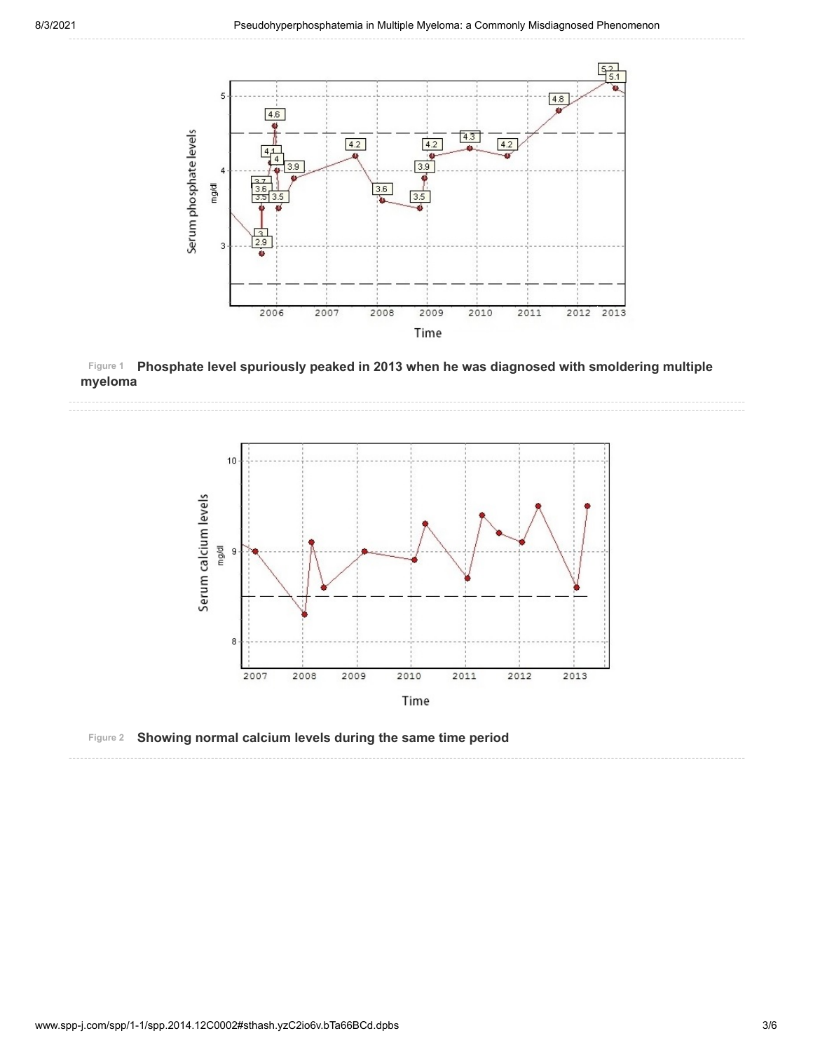Figure 1 **Phosphate level spuriously peaked in 2013 when he was diagnosed with smoldering multiple myeloma**

Figure 2 **Showing normal calcium levels during the same time period**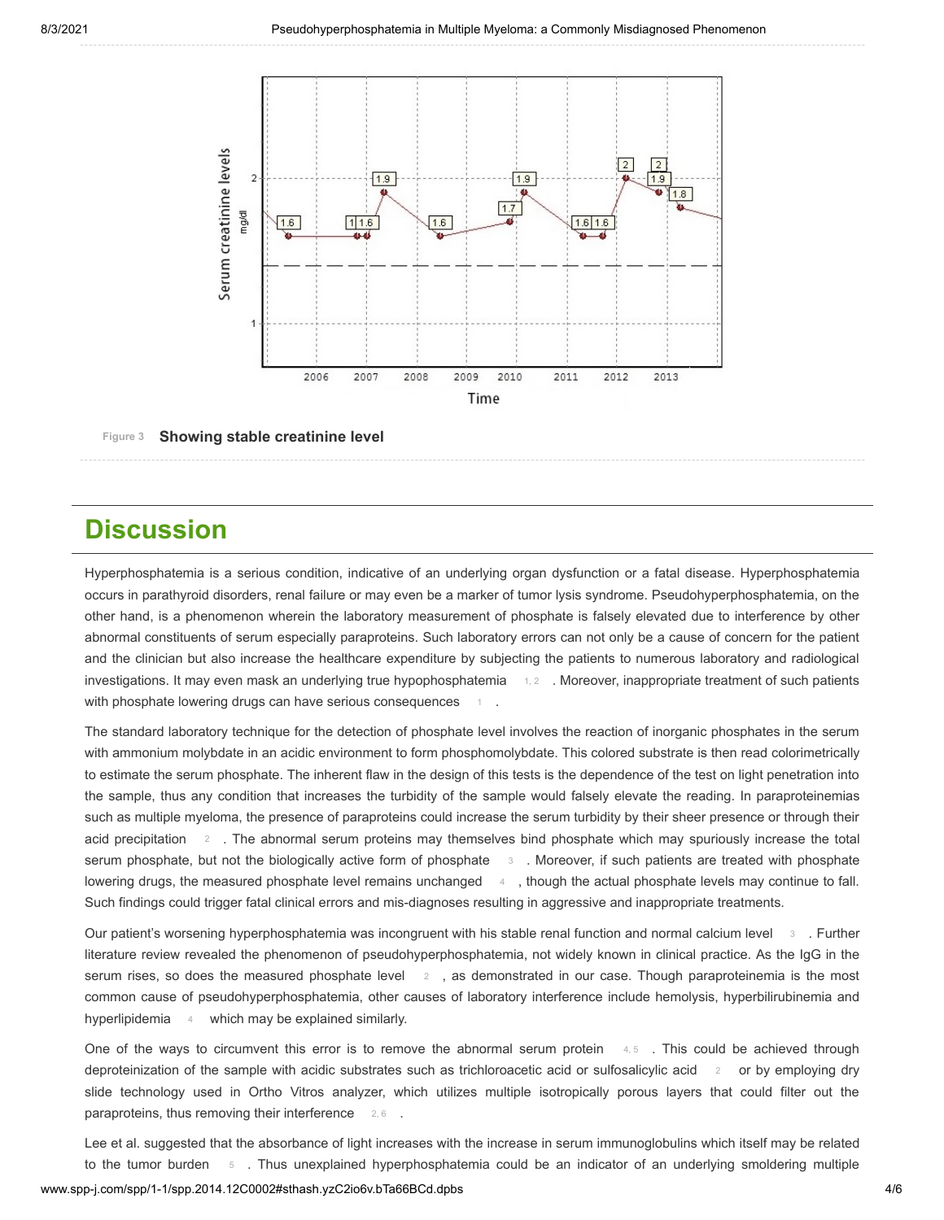Figure 3 **Showing stable creatinine level**

## Discussion

Hyperphosphatemia is a serious condition, indicative of an underlying organ dysfunction or a fatal disease. Hyperphosphatemia occurs in parathyroid disorders, renal failure or may even be a marker of tumor lysis syndrome. Pseudohyperphosphatemia, on the other hand, is a phenomenon wherein the laboratory measurement of phosphate is falsely elevated due to interference by other abnormal constituents of serum especially paraproteins. Such laboratory errors can not only be a cause of concern for the patient and the clinician but also increase the healthcare expenditure by subjecting the patients to numerous laboratory and radiological investigations. It may even mask an underlying true hypophosphatemia [1, 2]. Moreover, inappropriate treatment of such patients with phosphate lowering drugs can have serious consequences [1].

The standard laboratory technique for the detection of phosphate level involves the reaction of inorganic phosphates in the serum with ammonium molybdate in an acidic environment to form phosphomolybdate. This colored substrate is then read colorimetrically to estimate the serum phosphate. The inherent flaw in the design of this tests is the dependence of the test on light penetration into the sample, thus any condition that increases the turbidity of the sample would falsely elevate the reading. In paraproteinemias such as multiple myeloma, the presence of paraproteins could increase the serum turbidity by their sheer presence or through their acid precipitation [2]. The abnormal serum proteins may themselves bind phosphate which may spuriously increase the total serum phosphate, but not the biologically active form of phosphate [3]. Moreover, if such patients are treated with phosphate lowering drugs, the measured phosphate level remains unchanged [4], though the actual phosphate levels may continue to fall. Such findings could trigger fatal clinical errors and mis-diagnoses resulting in aggressive and inappropriate treatments.

Our patient's worsening hyperphosphatemia was incongruent with his stable renal function and normal calcium level [3]. Further literature review revealed the phenomenon of pseudohyperphosphatemia, not widely known in clinical practice. As the IgG in the serum rises, so does the measured phosphate level [2], as demonstrated in our case. Though paraproteinemia is the most common cause of pseudohyperphosphatemia, other causes of laboratory interference include hemolysis, hyperbilirubinemia and hyperlipidemia [4] which may be explained similarly.

One of the ways to circumvent this error is to remove the abnormal serum protein [4, 5]. This could be achieved through deproteinization of the sample with acidic substrates such as trichloroacetic acid or sulfosalicylic acid [2] or by employing dry slide technology used in Ortho Vitros analyzer, which utilizes multiple isotropically porous layers that could filter out the paraproteins, thus removing their interference [2, 6].

Lee et al. suggested that the absorbance of light increases with the increase in serum immunoglobulins which itself may be related to the tumor burden [5]. Thus unexplained hyperphosphatemia could be an indicator of an underlying smoldering multiple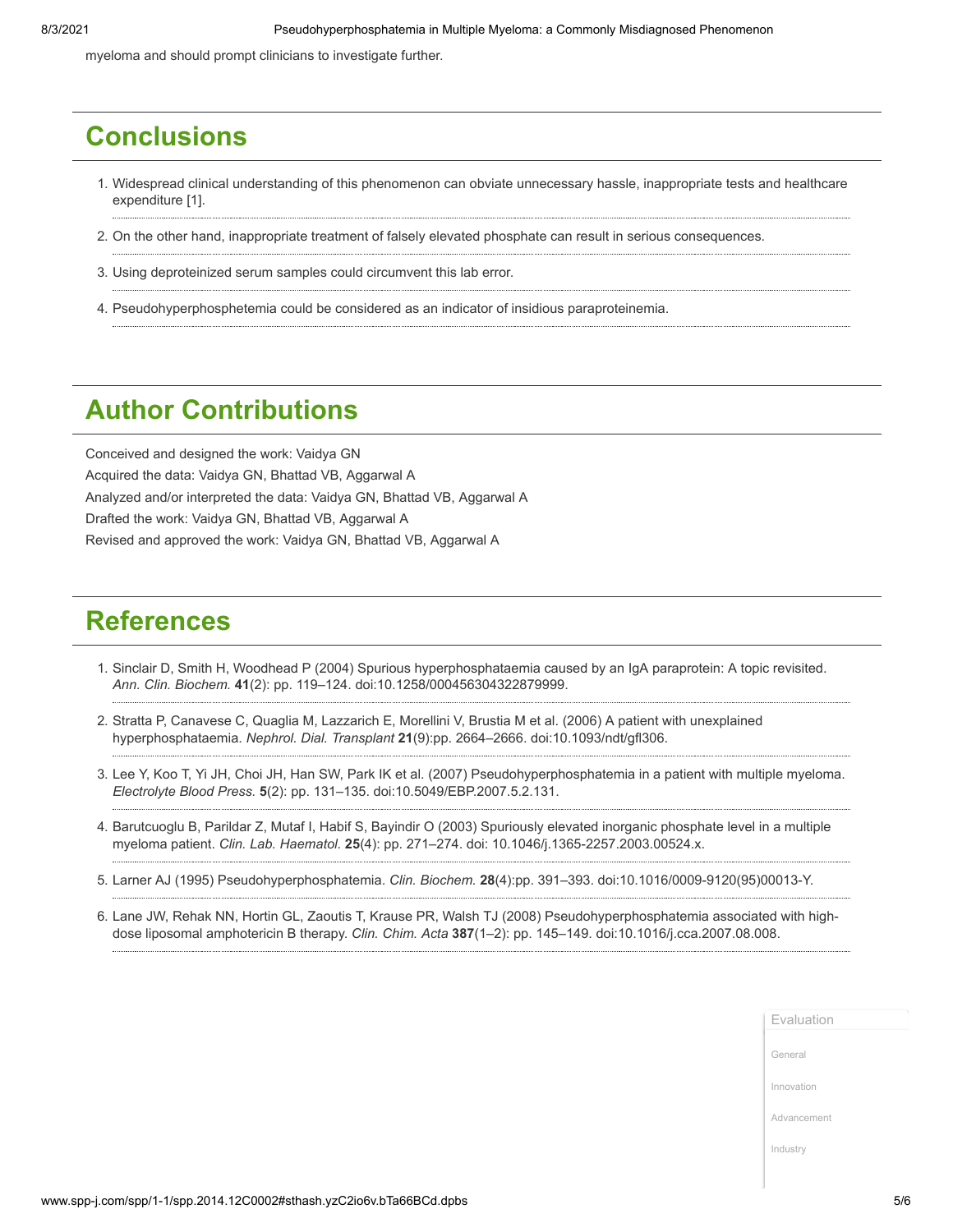myeloma and should prompt clinicians to investigate further.

## Conclusions

1. Widespread clinical understanding of this phenomenon can obviate unnecessary hassle, inappropriate tests and healthcare expenditure [1].
2. On the other hand, inappropriate treatment of falsely elevated phosphate can result in serious consequences.
3. Using deproteinized serum samples could circumvent this lab error.
4. Pseudohyperphosphetemia could be considered as an indicator of insidious paraproteinemia.

## Author Contributions

Conceived and designed the work: Vaidya GN

Acquired the data: Vaidya GN, Bhattad VB, Aggarwal A

Analyzed and/or interpreted the data: Vaidya GN, Bhattad VB, Aggarwal A

Drafted the work: Vaidya GN, Bhattad VB, Aggarwal A

Revised and approved the work: Vaidya GN, Bhattad VB, Aggarwal A

## References

1. Sinclair D, Smith H, Woodhead P (2004) Spurious hyperphosphataemia caused by an IgA paraprotein: A topic revisited. *Ann. Clin. Biochem.* **41**(2): pp. 119–124. doi:10.1258/000456304322879999.
2. Stratta P, Canavese C, Quaglia M, Lazzarich E, Morellini V, Brustia M et al. (2006) A patient with unexplained hyperphosphataemia. *Nephrol. Dial. Transplant* **21**(9):pp. 2664–2666. doi:10.1093/ndt/gfl306.
3. Lee Y, Koo T, Yi JH, Choi JH, Han SW, Park IK et al. (2007) Pseudohyperphosphatemia in a patient with multiple myeloma. *Electrolyte Blood Press.* **5**(2): pp. 131–135. doi:10.5049/EBP.2007.5.2.131.
4. Barutcuoglu B, Parildar Z, Mutaf I, Habif S, Bayindir O (2003) Spuriously elevated inorganic phosphate level in a multiple myeloma patient. *Clin. Lab. Haematol.* **25**(4): pp. 271–274. doi: 10.1046/j.1365-2257.2003.00524.x.
5. Larner AJ (1995) Pseudohyperphosphatemia. *Clin. Biochem.* **28**(4):pp. 391–393. doi:10.1016/0009-9120(95)00013-Y.
6. Lane JW, Rehak NN, Hortin GL, Zaoutis T, Krause PR, Walsh TJ (2008) Pseudohyperphosphatemia associated with high-dose liposomal amphotericin B therapy. *Clin. Chim. Acta* **387**(1–2): pp. 145–149. doi:10.1016/j.cca.2007.08.008.

Evaluation

General

Innovation

Advancement

Industry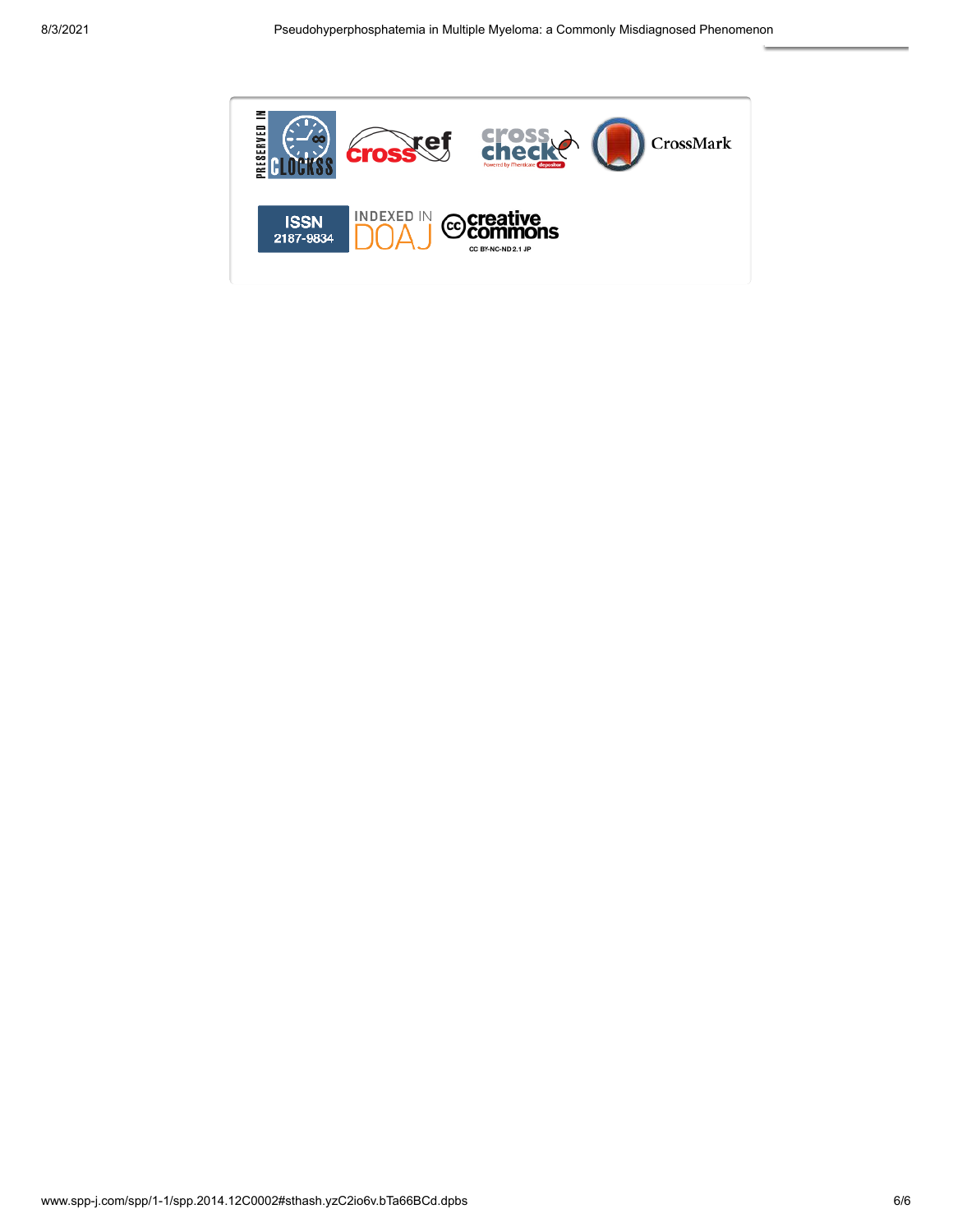PRESERVED IN CLOCKSS

crossref

cross check

CrossMark

ISSN 2187-9834

INDEXED IN DOAJ

creative commons

CC BY-NC-ND 2.1 JP